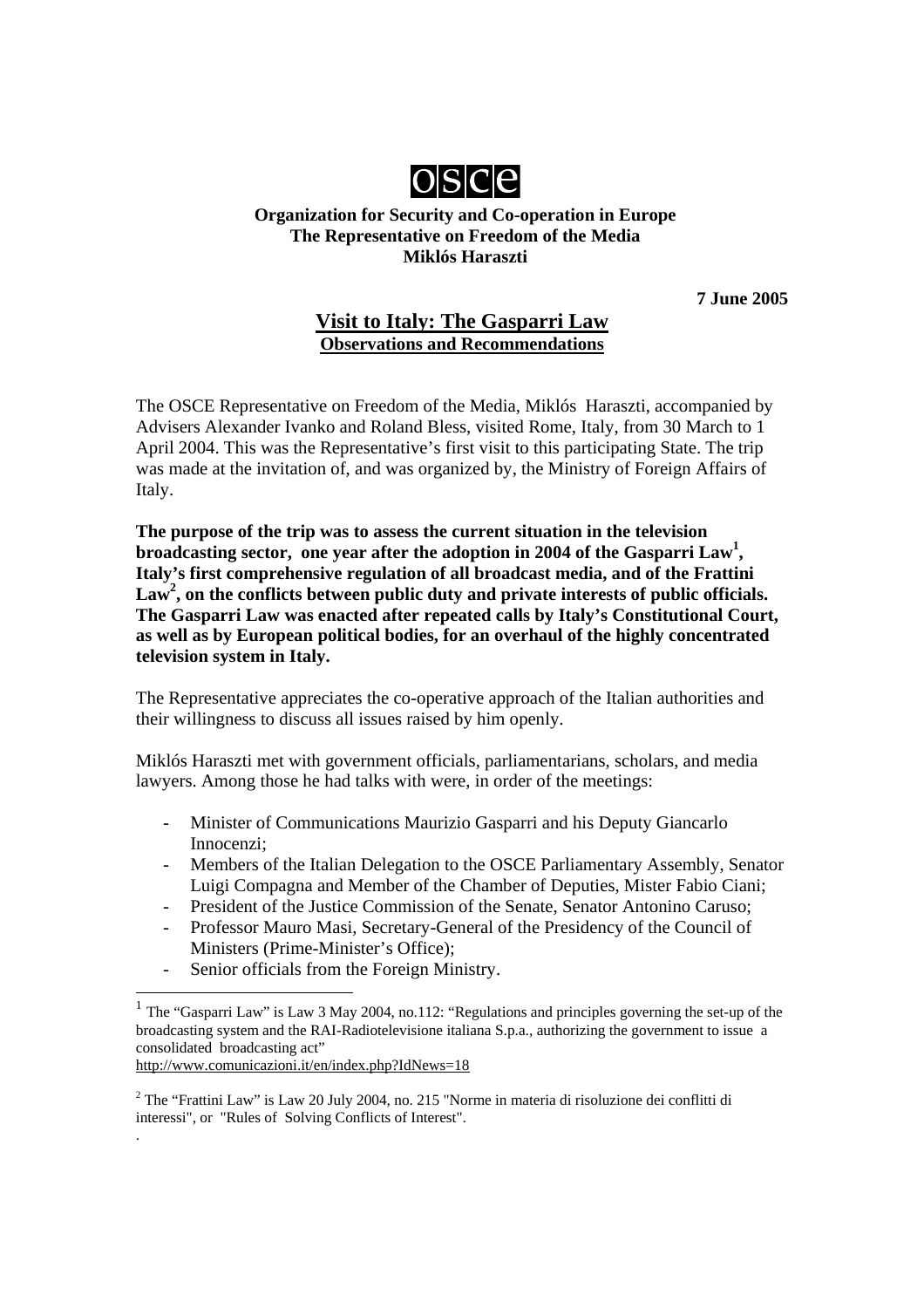**osce**

**Organization for Security and Co-operation in Europe**
**The Representative on Freedom of the Media**
**Miklós Haraszti**

**7 June 2005**

# Visit to Italy: The Gasparri Law

## Observations and Recommendations

The OSCE Representative on Freedom of the Media, Miklós Haraszti, accompanied by Advisers Alexander Ivanko and Roland Bless, visited Rome, Italy, from 30 March to 1 April 2004. This was the Representative's first visit to this participating State. The trip was made at the invitation of, and was organized by, the Ministry of Foreign Affairs of Italy.

**The purpose of the trip was to assess the current situation in the television broadcasting sector, one year after the adoption in 2004 of the Gasparri Law[1], Italy's first comprehensive regulation of all broadcast media, and of the Frattini Law[2], on the conflicts between public duty and private interests of public officials. The Gasparri Law was enacted after repeated calls by Italy's Constitutional Court, as well as by European political bodies, for an overhaul of the highly concentrated television system in Italy.**

The Representative appreciates the co-operative approach of the Italian authorities and their willingness to discuss all issues raised by him openly.

Miklós Haraszti met with government officials, parliamentarians, scholars, and media lawyers. Among those he had talks with were, in order of the meetings:

- Minister of Communications Maurizio Gasparri and his Deputy Giancarlo Innocenzi;
- Members of the Italian Delegation to the OSCE Parliamentary Assembly, Senator Luigi Compagna and Member of the Chamber of Deputies, Mister Fabio Ciani;
- President of the Justice Commission of the Senate, Senator Antonino Caruso;
- Professor Mauro Masi, Secretary-General of the Presidency of the Council of Ministers (Prime-Minister's Office);
- Senior officials from the Foreign Ministry.

---

[1] The "Gasparri Law" is Law 3 May 2004, no.112: "Regulations and principles governing the set-up of the broadcasting system and the RAI-Radiotelevisione italiana S.p.a., authorizing the government to issue a consolidated broadcasting act"
http://www.comunicazioni.it/en/index.php?IdNews=18

[2] The "Frattini Law" is Law 20 July 2004, no. 215 "Norme in materia di risoluzione dei conflitti di interessi", or "Rules of Solving Conflicts of Interest".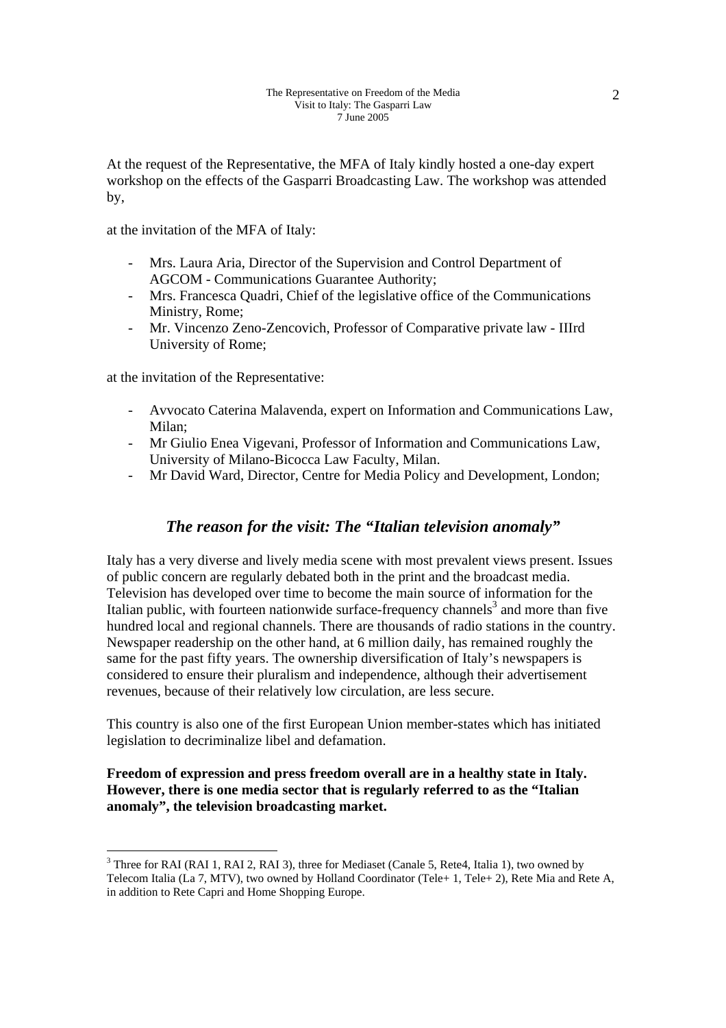At the request of the Representative, the MFA of Italy kindly hosted a one-day expert workshop on the effects of the Gasparri Broadcasting Law. The workshop was attended by,

at the invitation of the MFA of Italy:

- Mrs. Laura Aria, Director of the Supervision and Control Department of AGCOM - Communications Guarantee Authority;
- Mrs. Francesca Quadri, Chief of the legislative office of the Communications Ministry, Rome;
- Mr. Vincenzo Zeno-Zencovich, Professor of Comparative private law - IIIrd University of Rome;

at the invitation of the Representative:

- Avvocato Caterina Malavenda, expert on Information and Communications Law, Milan;
- Mr Giulio Enea Vigevani, Professor of Information and Communications Law, University of Milano-Bicocca Law Faculty, Milan.
- Mr David Ward, Director, Centre for Media Policy and Development, London;

## *The reason for the visit: The "Italian television anomaly"*

Italy has a very diverse and lively media scene with most prevalent views present. Issues of public concern are regularly debated both in the print and the broadcast media. Television has developed over time to become the main source of information for the Italian public, with fourteen nationwide surface-frequency channels[3] and more than five hundred local and regional channels. There are thousands of radio stations in the country. Newspaper readership on the other hand, at 6 million daily, has remained roughly the same for the past fifty years. The ownership diversification of Italy's newspapers is considered to ensure their pluralism and independence, although their advertisement revenues, because of their relatively low circulation, are less secure.

This country is also one of the first European Union member-states which has initiated legislation to decriminalize libel and defamation.

**Freedom of expression and press freedom overall are in a healthy state in Italy. However, there is one media sector that is regularly referred to as the "Italian anomaly", the television broadcasting market.**

[3] Three for RAI (RAI 1, RAI 2, RAI 3), three for Mediaset (Canale 5, Rete4, Italia 1), two owned by Telecom Italia (La 7, MTV), two owned by Holland Coordinator (Tele+ 1, Tele+ 2), Rete Mia and Rete A, in addition to Rete Capri and Home Shopping Europe.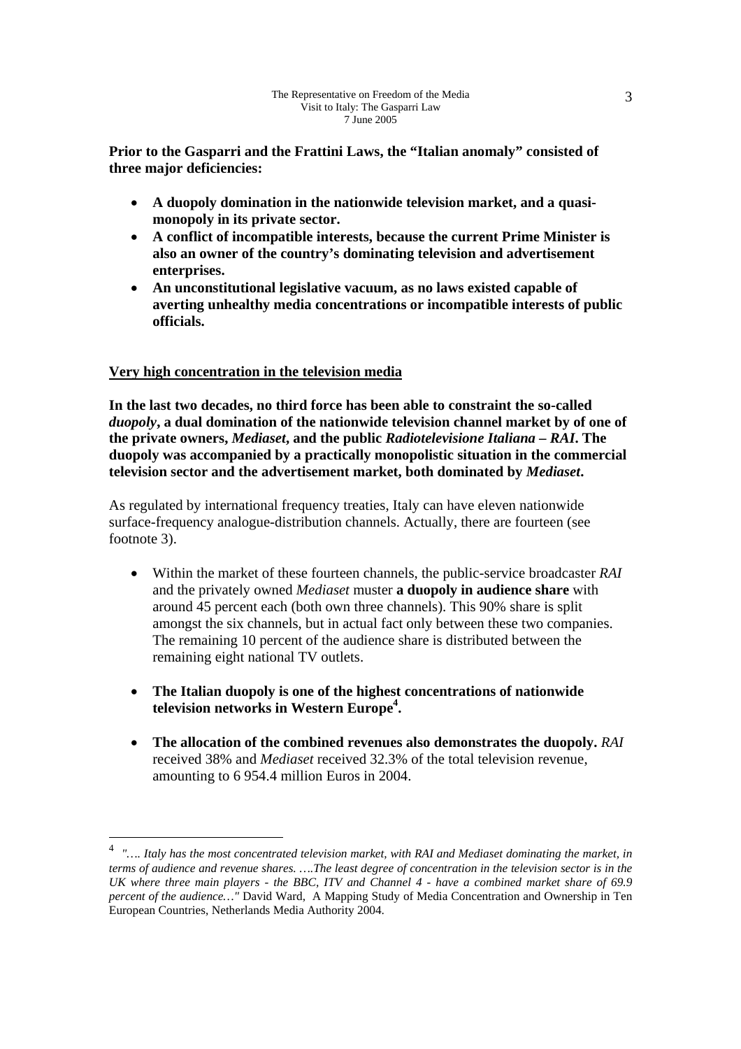**Prior to the Gasparri and the Frattini Laws, the "Italian anomaly" consisted of three major deficiencies:**

- **A duopoly domination in the nationwide television market, and a quasi-monopoly in its private sector.**
- **A conflict of incompatible interests, because the current Prime Minister is also an owner of the country's dominating television and advertisement enterprises.**
- **An unconstitutional legislative vacuum, as no laws existed capable of averting unhealthy media concentrations or incompatible interests of public officials.**

<u>**Very high concentration in the television media**</u>

**In the last two decades, no third force has been able to constraint the so-called *duopoly*, a dual domination of the nationwide television channel market by of one of the private owners, *Mediaset*, and the public *Radiotelevisione Italiana – RAI*. The duopoly was accompanied by a practically monopolistic situation in the commercial television sector and the advertisement market, both dominated by *Mediaset*.**

As regulated by international frequency treaties, Italy can have eleven nationwide surface-frequency analogue-distribution channels. Actually, there are fourteen (see footnote 3).

- Within the market of these fourteen channels, the public-service broadcaster *RAI* and the privately owned *Mediaset* muster **a duopoly in audience share** with around 45 percent each (both own three channels). This 90% share is split amongst the six channels, but in actual fact only between these two companies. The remaining 10 percent of the audience share is distributed between the remaining eight national TV outlets.

- **The Italian duopoly is one of the highest concentrations of nationwide television networks in Western Europe[4].**

- **The allocation of the combined revenues also demonstrates the duopoly.** *RAI* received 38% and *Mediaset* received 32.3% of the total television revenue, amounting to 6 954.4 million Euros in 2004.

---

[4] *"…. Italy has the most concentrated television market, with RAI and Mediaset dominating the market, in terms of audience and revenue shares. ….The least degree of concentration in the television sector is in the UK where three main players - the BBC, ITV and Channel 4 - have a combined market share of 69.9 percent of the audience…"* David Ward, A Mapping Study of Media Concentration and Ownership in Ten European Countries, Netherlands Media Authority 2004.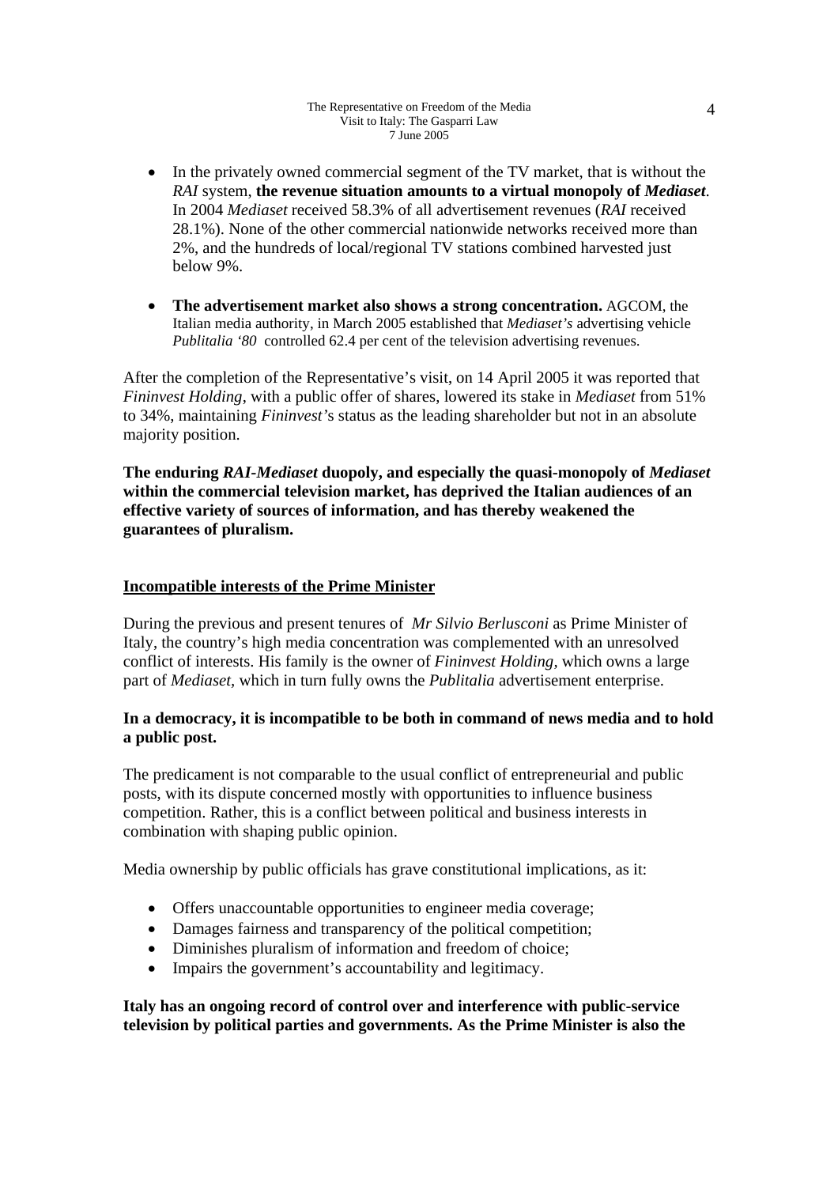- In the privately owned commercial segment of the TV market, that is without the *RAI* system, **the revenue situation amounts to a virtual monopoly of *Mediaset*.** In 2004 *Mediaset* received 58.3% of all advertisement revenues (*RAI* received 28.1%). None of the other commercial nationwide networks received more than 2%, and the hundreds of local/regional TV stations combined harvested just below 9%.

- **The advertisement market also shows a strong concentration.** AGCOM, the Italian media authority, in March 2005 established that *Mediaset's* advertising vehicle *Publitalia '80* controlled 62.4 per cent of the television advertising revenues.

After the completion of the Representative's visit, on 14 April 2005 it was reported that *Fininvest Holding*, with a public offer of shares, lowered its stake in *Mediaset* from 51% to 34%, maintaining *Fininvest's* status as the leading shareholder but not in an absolute majority position.

**The enduring *RAI-Mediaset* duopoly, and especially the quasi-monopoly of *Mediaset* within the commercial television market, has deprived the Italian audiences of an effective variety of sources of information, and has thereby weakened the guarantees of pluralism.**

## Incompatible interests of the Prime Minister

During the previous and present tenures of *Mr Silvio Berlusconi* as Prime Minister of Italy, the country's high media concentration was complemented with an unresolved conflict of interests. His family is the owner of *Fininvest Holding,* which owns a large part of *Mediaset,* which in turn fully owns the *Publitalia* advertisement enterprise.

**In a democracy, it is incompatible to be both in command of news media and to hold a public post.**

The predicament is not comparable to the usual conflict of entrepreneurial and public posts, with its dispute concerned mostly with opportunities to influence business competition. Rather, this is a conflict between political and business interests in combination with shaping public opinion.

Media ownership by public officials has grave constitutional implications, as it:

- Offers unaccountable opportunities to engineer media coverage;
- Damages fairness and transparency of the political competition;
- Diminishes pluralism of information and freedom of choice;
- Impairs the government's accountability and legitimacy.

**Italy has an ongoing record of control over and interference with public-service television by political parties and governments. As the Prime Minister is also the**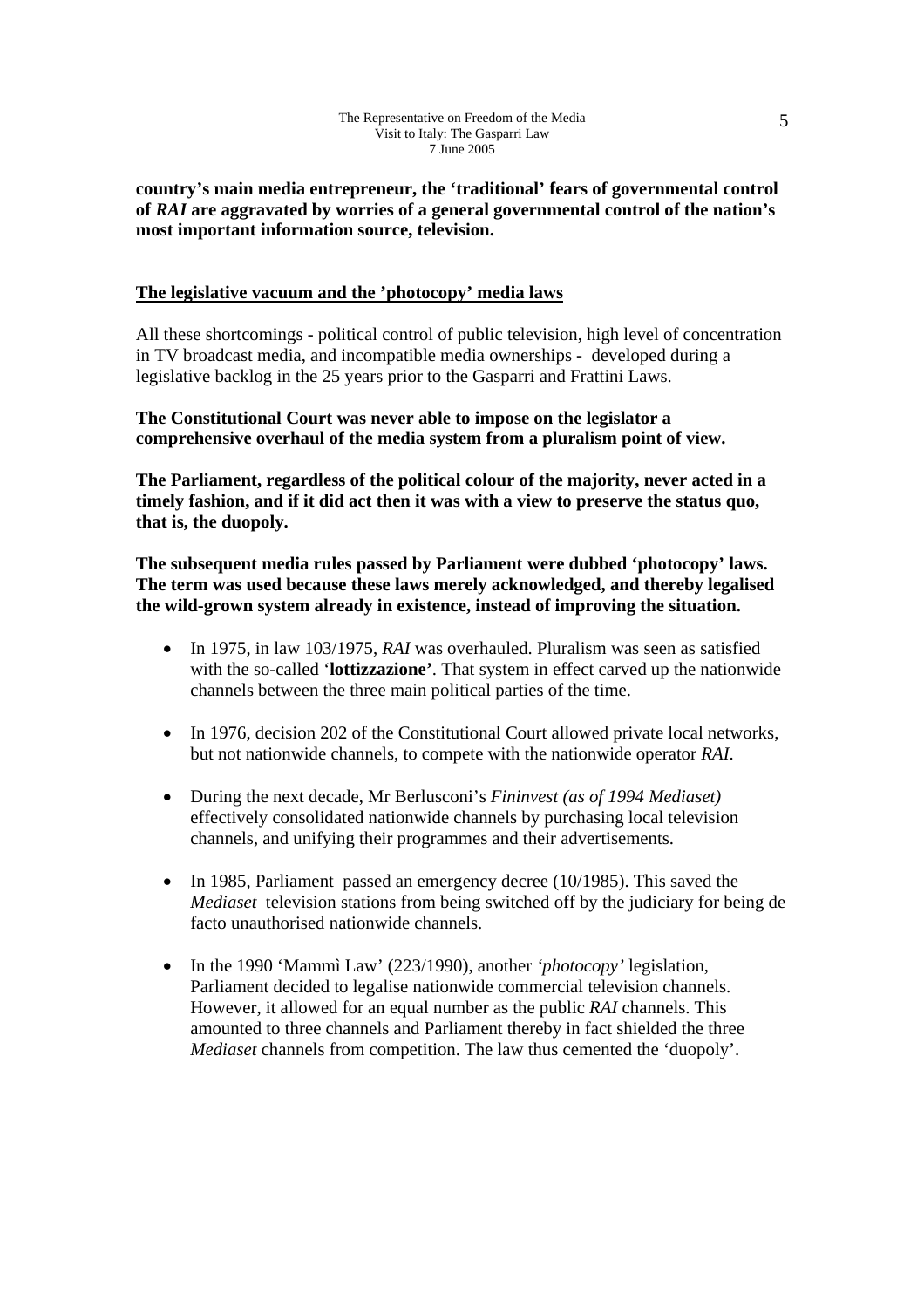**country's main media entrepreneur, the 'traditional' fears of governmental control of *RAI* are aggravated by worries of a general governmental control of the nation's most important information source, television.**

## The legislative vacuum and the 'photocopy' media laws

All these shortcomings - political control of public television, high level of concentration in TV broadcast media, and incompatible media ownerships - developed during a legislative backlog in the 25 years prior to the Gasparri and Frattini Laws.

**The Constitutional Court was never able to impose on the legislator a comprehensive overhaul of the media system from a pluralism point of view.**

**The Parliament, regardless of the political colour of the majority, never acted in a timely fashion, and if it did act then it was with a view to preserve the status quo, that is, the duopoly.**

**The subsequent media rules passed by Parliament were dubbed 'photocopy' laws. The term was used because these laws merely acknowledged, and thereby legalised the wild-grown system already in existence, instead of improving the situation.**

- In 1975, in law 103/1975, *RAI* was overhauled. Pluralism was seen as satisfied with the so-called '**lottizzazione'**. That system in effect carved up the nationwide channels between the three main political parties of the time.

- In 1976, decision 202 of the Constitutional Court allowed private local networks, but not nationwide channels, to compete with the nationwide operator *RAI*.

- During the next decade, Mr Berlusconi's *Fininvest (as of 1994 Mediaset)* effectively consolidated nationwide channels by purchasing local television channels, and unifying their programmes and their advertisements.

- In 1985, Parliament passed an emergency decree (10/1985). This saved the *Mediaset* television stations from being switched off by the judiciary for being de facto unauthorised nationwide channels.

- In the 1990 'Mammì Law' (223/1990), another *'photocopy'* legislation, Parliament decided to legalise nationwide commercial television channels. However, it allowed for an equal number as the public *RAI* channels. This amounted to three channels and Parliament thereby in fact shielded the three *Mediaset* channels from competition. The law thus cemented the 'duopoly'.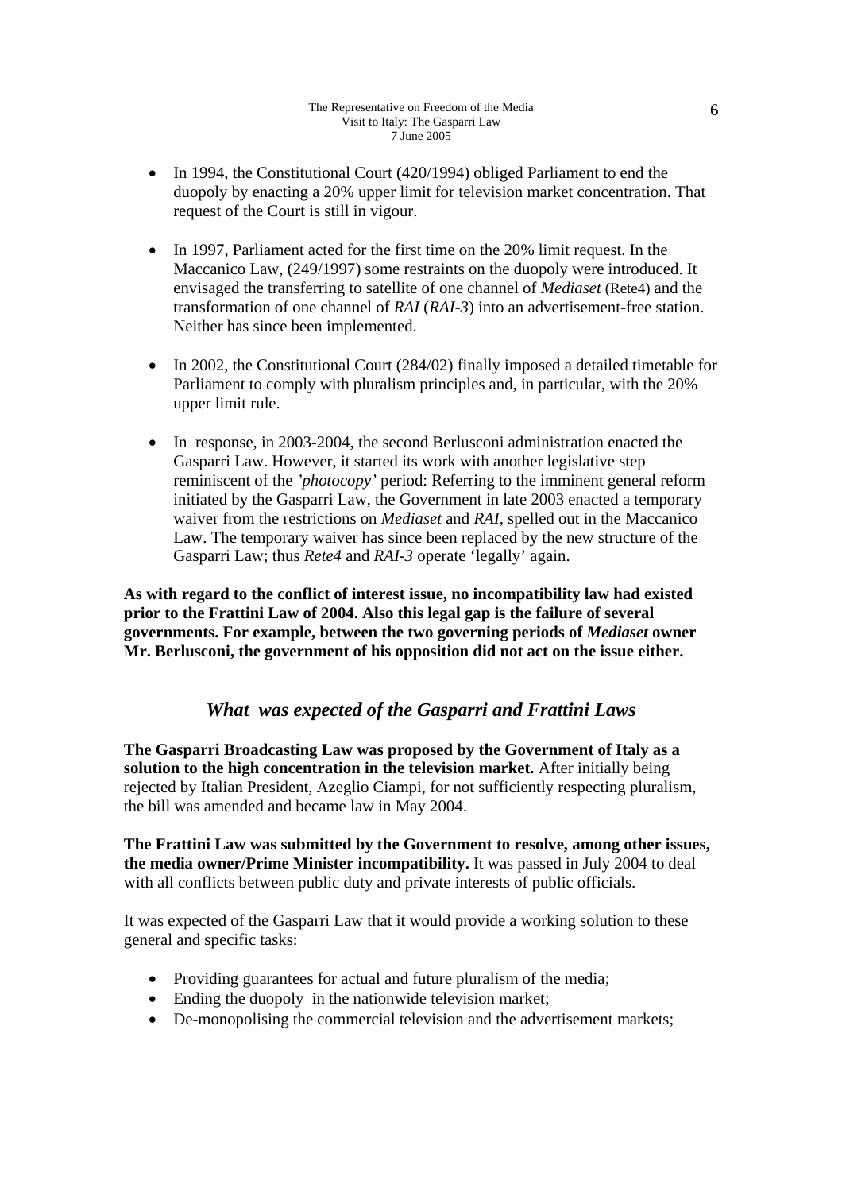- In 1994, the Constitutional Court (420/1994) obliged Parliament to end the duopoly by enacting a 20% upper limit for television market concentration. That request of the Court is still in vigour.

- In 1997, Parliament acted for the first time on the 20% limit request. In the Maccanico Law, (249/1997) some restraints on the duopoly were introduced. It envisaged the transferring to satellite of one channel of *Mediaset* (Rete4) and the transformation of one channel of *RAI* (*RAI-3*) into an advertisement-free station. Neither has since been implemented.

- In 2002, the Constitutional Court (284/02) finally imposed a detailed timetable for Parliament to comply with pluralism principles and, in particular, with the 20% upper limit rule.

- In response, in 2003-2004, the second Berlusconi administration enacted the Gasparri Law. However, it started its work with another legislative step reminiscent of the *'photocopy'* period: Referring to the imminent general reform initiated by the Gasparri Law, the Government in late 2003 enacted a temporary waiver from the restrictions on *Mediaset* and *RAI*, spelled out in the Maccanico Law. The temporary waiver has since been replaced by the new structure of the Gasparri Law; thus *Rete4* and *RAI-3* operate 'legally' again.

**As with regard to the conflict of interest issue, no incompatibility law had existed prior to the Frattini Law of 2004. Also this legal gap is the failure of several governments. For example, between the two governing periods of *Mediaset* owner Mr. Berlusconi, the government of his opposition did not act on the issue either.**

## *What was expected of the Gasparri and Frattini Laws*

**The Gasparri Broadcasting Law was proposed by the Government of Italy as a solution to the high concentration in the television market.** After initially being rejected by Italian President, Azeglio Ciampi, for not sufficiently respecting pluralism, the bill was amended and became law in May 2004.

**The Frattini Law was submitted by the Government to resolve, among other issues, the media owner/Prime Minister incompatibility.** It was passed in July 2004 to deal with all conflicts between public duty and private interests of public officials.

It was expected of the Gasparri Law that it would provide a working solution to these general and specific tasks:

- Providing guarantees for actual and future pluralism of the media;
- Ending the duopoly in the nationwide television market;
- De-monopolising the commercial television and the advertisement markets;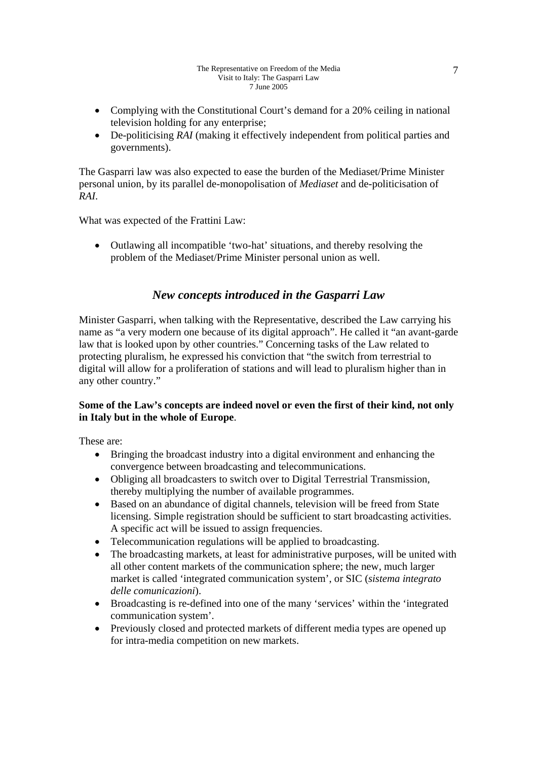- Complying with the Constitutional Court's demand for a 20% ceiling in national television holding for any enterprise;
- De-politicising *RAI* (making it effectively independent from political parties and governments).

The Gasparri law was also expected to ease the burden of the Mediaset/Prime Minister personal union, by its parallel de-monopolisation of *Mediaset* and de-politicisation of *RAI*.

What was expected of the Frattini Law:

- Outlawing all incompatible 'two-hat' situations, and thereby resolving the problem of the Mediaset/Prime Minister personal union as well.

## *New concepts introduced in the Gasparri Law*

Minister Gasparri, when talking with the Representative, described the Law carrying his name as "a very modern one because of its digital approach". He called it "an avant-garde law that is looked upon by other countries." Concerning tasks of the Law related to protecting pluralism, he expressed his conviction that "the switch from terrestrial to digital will allow for a proliferation of stations and will lead to pluralism higher than in any other country."

**Some of the Law's concepts are indeed novel or even the first of their kind, not only in Italy but in the whole of Europe**.

These are:

- Bringing the broadcast industry into a digital environment and enhancing the convergence between broadcasting and telecommunications.
- Obliging all broadcasters to switch over to Digital Terrestrial Transmission, thereby multiplying the number of available programmes.
- Based on an abundance of digital channels, television will be freed from State licensing. Simple registration should be sufficient to start broadcasting activities. A specific act will be issued to assign frequencies.
- Telecommunication regulations will be applied to broadcasting.
- The broadcasting markets, at least for administrative purposes, will be united with all other content markets of the communication sphere; the new, much larger market is called 'integrated communication system', or SIC (*sistema integrato delle comunicazioni*).
- Broadcasting is re-defined into one of the many 'services' within the 'integrated communication system'.
- Previously closed and protected markets of different media types are opened up for intra-media competition on new markets.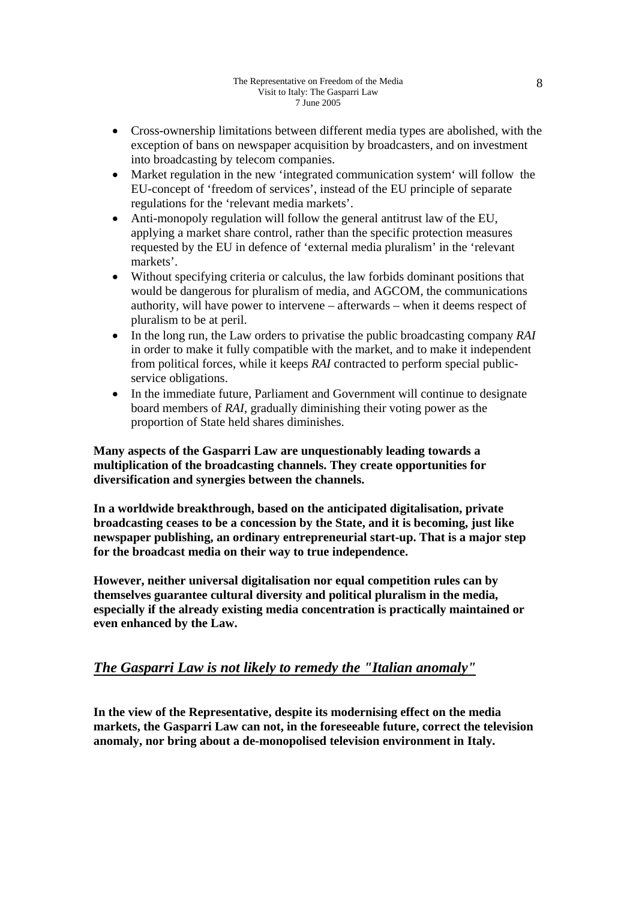- Cross-ownership limitations between different media types are abolished, with the exception of bans on newspaper acquisition by broadcasters, and on investment into broadcasting by telecom companies.
- Market regulation in the new 'integrated communication system' will follow the EU-concept of 'freedom of services', instead of the EU principle of separate regulations for the 'relevant media markets'.
- Anti-monopoly regulation will follow the general antitrust law of the EU, applying a market share control, rather than the specific protection measures requested by the EU in defence of 'external media pluralism' in the 'relevant markets'.
- Without specifying criteria or calculus, the law forbids dominant positions that would be dangerous for pluralism of media, and AGCOM, the communications authority, will have power to intervene – afterwards – when it deems respect of pluralism to be at peril.
- In the long run, the Law orders to privatise the public broadcasting company *RAI* in order to make it fully compatible with the market, and to make it independent from political forces, while it keeps *RAI* contracted to perform special public-service obligations.
- In the immediate future, Parliament and Government will continue to designate board members of *RAI*, gradually diminishing their voting power as the proportion of State held shares diminishes.

**Many aspects of the Gasparri Law are unquestionably leading towards a multiplication of the broadcasting channels. They create opportunities for diversification and synergies between the channels.**

**In a worldwide breakthrough, based on the anticipated digitalisation, private broadcasting ceases to be a concession by the State, and it is becoming, just like newspaper publishing, an ordinary entrepreneurial start-up. That is a major step for the broadcast media on their way to true independence.**

**However, neither universal digitalisation nor equal competition rules can by themselves guarantee cultural diversity and political pluralism in the media, especially if the already existing media concentration is practically maintained or even enhanced by the Law.**

## *The Gasparri Law is not likely to remedy the "Italian anomaly"*

**In the view of the Representative, despite its modernising effect on the media markets, the Gasparri Law can not, in the foreseeable future, correct the television anomaly, nor bring about a de-monopolised television environment in Italy.**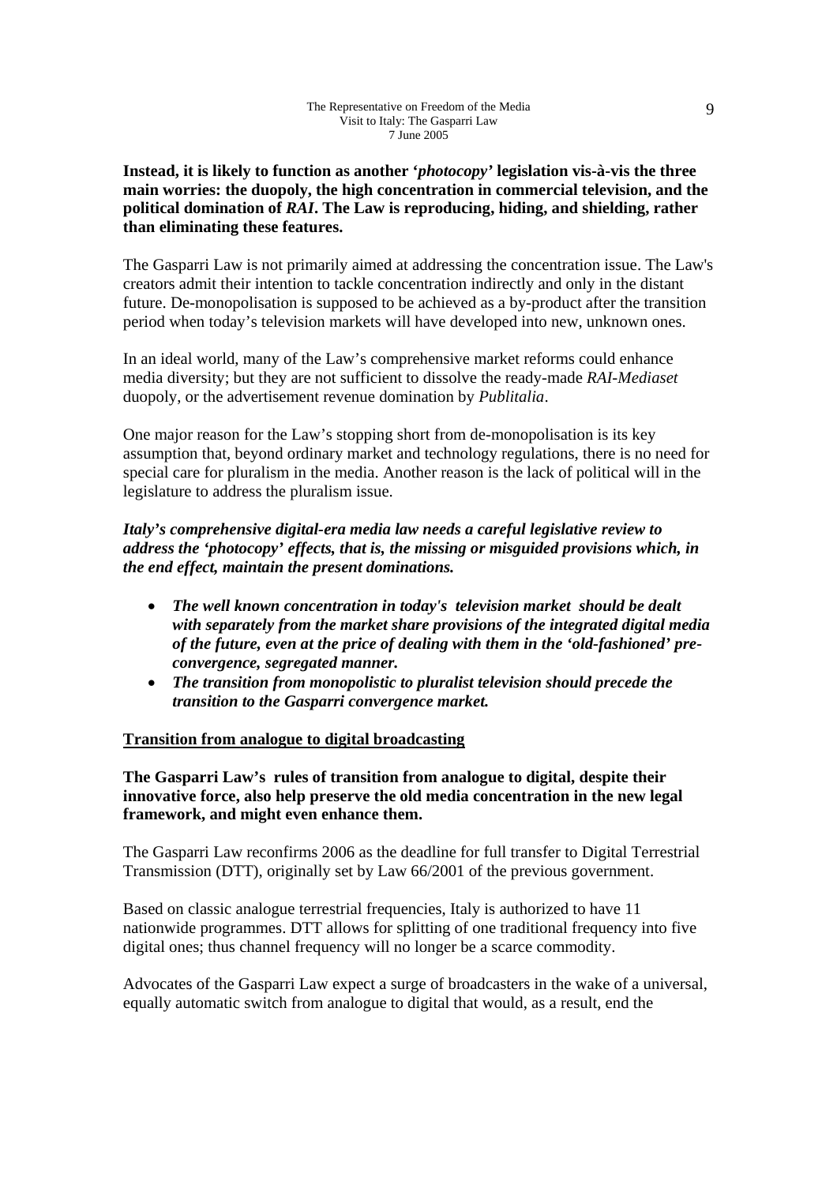**Instead, it is likely to function as another '*photocopy*' legislation vis-à-vis the three main worries: the duopoly, the high concentration in commercial television, and the political domination of *RAI*. The Law is reproducing, hiding, and shielding, rather than eliminating these features.**

The Gasparri Law is not primarily aimed at addressing the concentration issue. The Law's creators admit their intention to tackle concentration indirectly and only in the distant future. De-monopolisation is supposed to be achieved as a by-product after the transition period when today's television markets will have developed into new, unknown ones.

In an ideal world, many of the Law's comprehensive market reforms could enhance media diversity; but they are not sufficient to dissolve the ready-made *RAI-Mediaset* duopoly, or the advertisement revenue domination by *Publitalia*.

One major reason for the Law's stopping short from de-monopolisation is its key assumption that, beyond ordinary market and technology regulations, there is no need for special care for pluralism in the media. Another reason is the lack of political will in the legislature to address the pluralism issue.

***Italy's comprehensive digital-era media law needs a careful legislative review to address the 'photocopy' effects, that is, the missing or misguided provisions which, in the end effect, maintain the present dominations.***

- ***The well known concentration in today's television market should be dealt with separately from the market share provisions of the integrated digital media of the future, even at the price of dealing with them in the 'old-fashioned' pre-convergence, segregated manner.***
- ***The transition from monopolistic to pluralist television should precede the transition to the Gasparri convergence market.***

## Transition from analogue to digital broadcasting

**The Gasparri Law's rules of transition from analogue to digital, despite their innovative force, also help preserve the old media concentration in the new legal framework, and might even enhance them.**

The Gasparri Law reconfirms 2006 as the deadline for full transfer to Digital Terrestrial Transmission (DTT), originally set by Law 66/2001 of the previous government.

Based on classic analogue terrestrial frequencies, Italy is authorized to have 11 nationwide programmes. DTT allows for splitting of one traditional frequency into five digital ones; thus channel frequency will no longer be a scarce commodity.

Advocates of the Gasparri Law expect a surge of broadcasters in the wake of a universal, equally automatic switch from analogue to digital that would, as a result, end the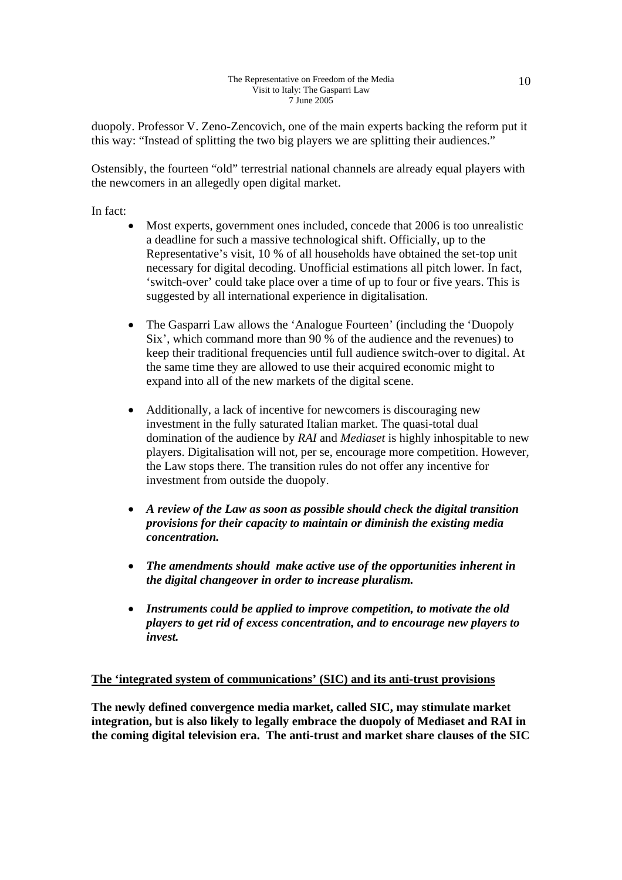duopoly. Professor V. Zeno-Zencovich, one of the main experts backing the reform put it this way: "Instead of splitting the two big players we are splitting their audiences."

Ostensibly, the fourteen "old" terrestrial national channels are already equal players with the newcomers in an allegedly open digital market.

In fact:

- Most experts, government ones included, concede that 2006 is too unrealistic a deadline for such a massive technological shift. Officially, up to the Representative's visit, 10 % of all households have obtained the set-top unit necessary for digital decoding. Unofficial estimations all pitch lower. In fact, 'switch-over' could take place over a time of up to four or five years. This is suggested by all international experience in digitalisation.

- The Gasparri Law allows the 'Analogue Fourteen' (including the 'Duopoly Six', which command more than 90 % of the audience and the revenues) to keep their traditional frequencies until full audience switch-over to digital. At the same time they are allowed to use their acquired economic might to expand into all of the new markets of the digital scene.

- Additionally, a lack of incentive for newcomers is discouraging new investment in the fully saturated Italian market. The quasi-total dual domination of the audience by *RAI* and *Mediaset* is highly inhospitable to new players. Digitalisation will not, per se, encourage more competition. However, the Law stops there. The transition rules do not offer any incentive for investment from outside the duopoly.

- ***A review of the Law as soon as possible should check the digital transition provisions for their capacity to maintain or diminish the existing media concentration.***

- ***The amendments should make active use of the opportunities inherent in the digital changeover in order to increase pluralism.***

- ***Instruments could be applied to improve competition, to motivate the old players to get rid of excess concentration, and to encourage new players to invest.***

## The 'integrated system of communications' (SIC) and its anti-trust provisions

**The newly defined convergence media market, called SIC, may stimulate market integration, but is also likely to legally embrace the duopoly of Mediaset and RAI in the coming digital television era. The anti-trust and market share clauses of the SIC**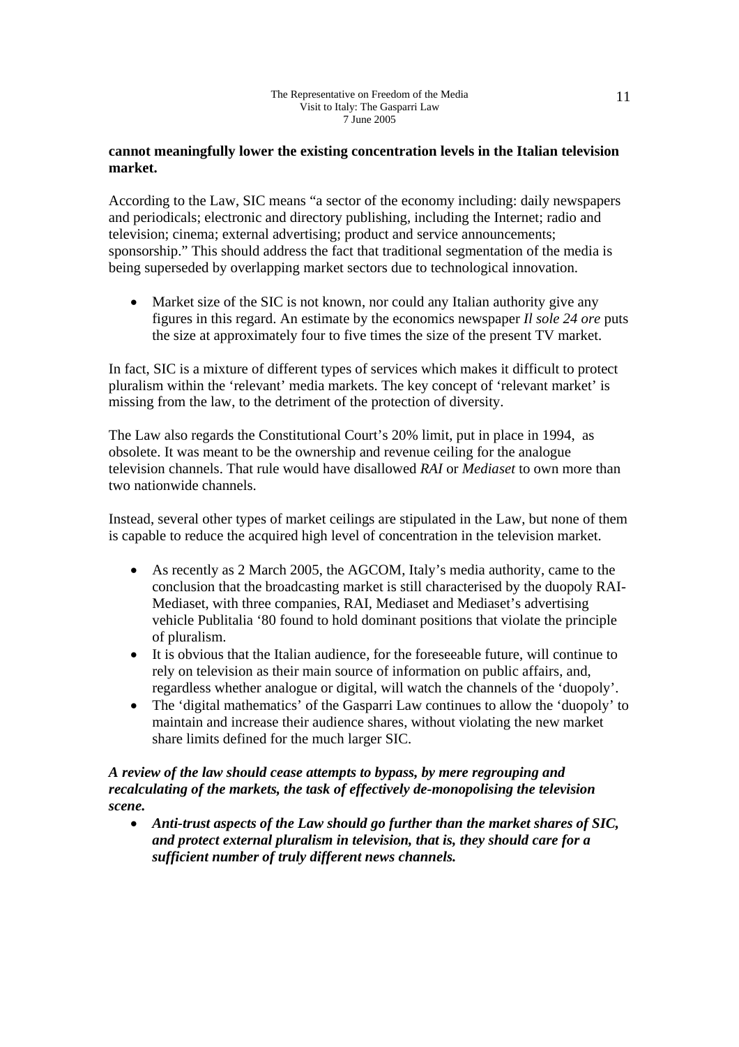**cannot meaningfully lower the existing concentration levels in the Italian television market.**

According to the Law, SIC means "a sector of the economy including: daily newspapers and periodicals; electronic and directory publishing, including the Internet; radio and television; cinema; external advertising; product and service announcements; sponsorship." This should address the fact that traditional segmentation of the media is being superseded by overlapping market sectors due to technological innovation.

- Market size of the SIC is not known, nor could any Italian authority give any figures in this regard. An estimate by the economics newspaper *Il sole 24 ore* puts the size at approximately four to five times the size of the present TV market.

In fact, SIC is a mixture of different types of services which makes it difficult to protect pluralism within the 'relevant' media markets. The key concept of 'relevant market' is missing from the law, to the detriment of the protection of diversity.

The Law also regards the Constitutional Court's 20% limit, put in place in 1994, as obsolete. It was meant to be the ownership and revenue ceiling for the analogue television channels. That rule would have disallowed *RAI* or *Mediaset* to own more than two nationwide channels.

Instead, several other types of market ceilings are stipulated in the Law, but none of them is capable to reduce the acquired high level of concentration in the television market.

- As recently as 2 March 2005, the AGCOM, Italy's media authority, came to the conclusion that the broadcasting market is still characterised by the duopoly RAI-Mediaset, with three companies, RAI, Mediaset and Mediaset's advertising vehicle Publitalia '80 found to hold dominant positions that violate the principle of pluralism.
- It is obvious that the Italian audience, for the foreseeable future, will continue to rely on television as their main source of information on public affairs, and, regardless whether analogue or digital, will watch the channels of the 'duopoly'.
- The 'digital mathematics' of the Gasparri Law continues to allow the 'duopoly' to maintain and increase their audience shares, without violating the new market share limits defined for the much larger SIC.

***A review of the law should cease attempts to bypass, by mere regrouping and recalculating of the markets, the task of effectively de-monopolising the television scene.***

- ***Anti-trust aspects of the Law should go further than the market shares of SIC, and protect external pluralism in television, that is, they should care for a sufficient number of truly different news channels.***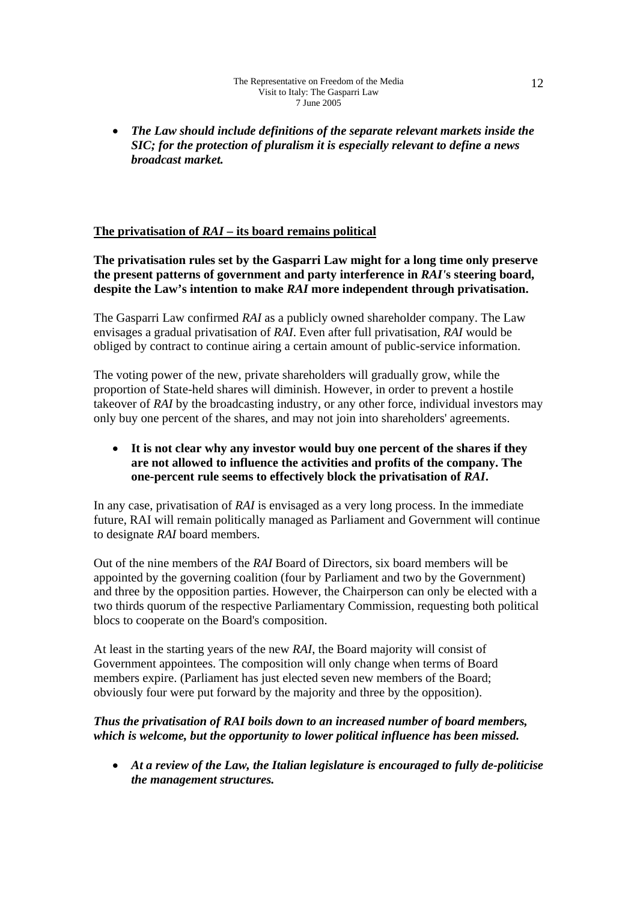- ***The Law should include definitions of the separate relevant markets inside the SIC; for the protection of pluralism it is especially relevant to define a news broadcast market.***

## The privatisation of *RAI* – its board remains political

**The privatisation rules set by the Gasparri Law might for a long time only preserve the present patterns of government and party interference in *RAI*'s steering board, despite the Law's intention to make *RAI* more independent through privatisation.**

The Gasparri Law confirmed *RAI* as a publicly owned shareholder company. The Law envisages a gradual privatisation of *RAI*. Even after full privatisation, *RAI* would be obliged by contract to continue airing a certain amount of public-service information.

The voting power of the new, private shareholders will gradually grow, while the proportion of State-held shares will diminish. However, in order to prevent a hostile takeover of *RAI* by the broadcasting industry, or any other force, individual investors may only buy one percent of the shares, and may not join into shareholders' agreements.

- **It is not clear why any investor would buy one percent of the shares if they are not allowed to influence the activities and profits of the company. The one-percent rule seems to effectively block the privatisation of *RAI*.**

In any case, privatisation of *RAI* is envisaged as a very long process. In the immediate future, RAI will remain politically managed as Parliament and Government will continue to designate *RAI* board members.

Out of the nine members of the *RAI* Board of Directors, six board members will be appointed by the governing coalition (four by Parliament and two by the Government) and three by the opposition parties. However, the Chairperson can only be elected with a two thirds quorum of the respective Parliamentary Commission, requesting both political blocs to cooperate on the Board's composition.

At least in the starting years of the new *RAI*, the Board majority will consist of Government appointees. The composition will only change when terms of Board members expire. (Parliament has just elected seven new members of the Board; obviously four were put forward by the majority and three by the opposition).

***Thus the privatisation of RAI boils down to an increased number of board members, which is welcome, but the opportunity to lower political influence has been missed.***

- ***At a review of the Law, the Italian legislature is encouraged to fully de-politicise the management structures.***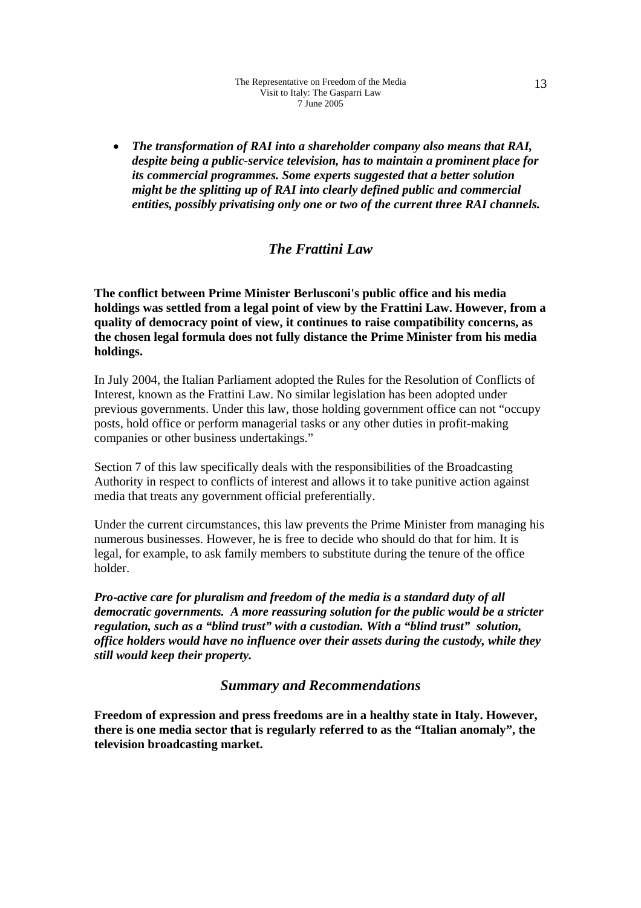- ***The transformation of RAI into a shareholder company also means that RAI, despite being a public-service television, has to maintain a prominent place for its commercial programmes. Some experts suggested that a better solution might be the splitting up of RAI into clearly defined public and commercial entities, possibly privatising only one or two of the current three RAI channels.***

## *The Frattini Law*

**The conflict between Prime Minister Berlusconi's public office and his media holdings was settled from a legal point of view by the Frattini Law. However, from a quality of democracy point of view, it continues to raise compatibility concerns, as the chosen legal formula does not fully distance the Prime Minister from his media holdings.**

In July 2004, the Italian Parliament adopted the Rules for the Resolution of Conflicts of Interest, known as the Frattini Law. No similar legislation has been adopted under previous governments. Under this law, those holding government office can not "occupy posts, hold office or perform managerial tasks or any other duties in profit-making companies or other business undertakings."

Section 7 of this law specifically deals with the responsibilities of the Broadcasting Authority in respect to conflicts of interest and allows it to take punitive action against media that treats any government official preferentially.

Under the current circumstances, this law prevents the Prime Minister from managing his numerous businesses. However, he is free to decide who should do that for him. It is legal, for example, to ask family members to substitute during the tenure of the office holder.

***Pro-active care for pluralism and freedom of the media is a standard duty of all democratic governments. A more reassuring solution for the public would be a stricter regulation, such as a "blind trust" with a custodian. With a "blind trust" solution, office holders would have no influence over their assets during the custody, while they still would keep their property.***

## *Summary and Recommendations*

**Freedom of expression and press freedoms are in a healthy state in Italy. However, there is one media sector that is regularly referred to as the "Italian anomaly", the television broadcasting market.**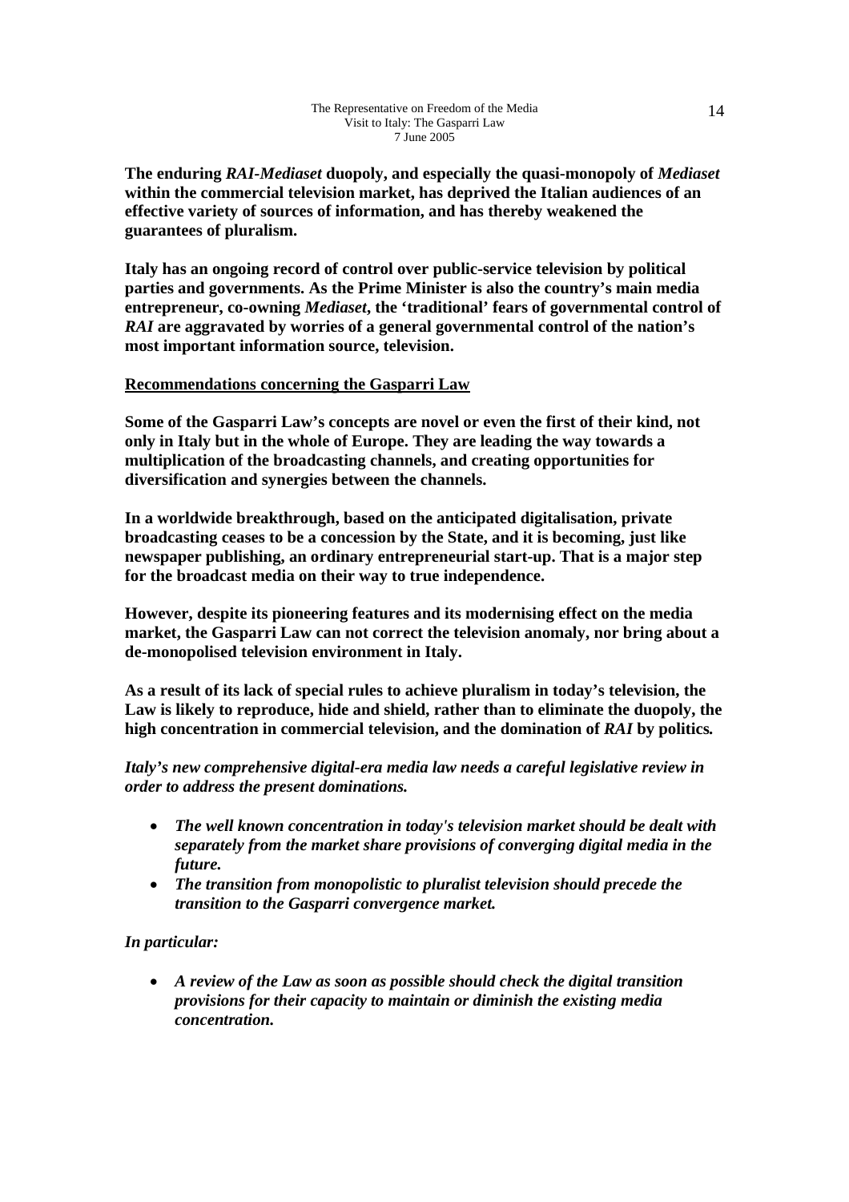**The enduring *RAI-Mediaset* duopoly, and especially the quasi-monopoly of *Mediaset* within the commercial television market, has deprived the Italian audiences of an effective variety of sources of information, and has thereby weakened the guarantees of pluralism.**

**Italy has an ongoing record of control over public-service television by political parties and governments. As the Prime Minister is also the country's main media entrepreneur, co-owning *Mediaset*, the 'traditional' fears of governmental control of *RAI* are aggravated by worries of a general governmental control of the nation's most important information source, television.**

## Recommendations concerning the Gasparri Law

**Some of the Gasparri Law's concepts are novel or even the first of their kind, not only in Italy but in the whole of Europe. They are leading the way towards a multiplication of the broadcasting channels, and creating opportunities for diversification and synergies between the channels.**

**In a worldwide breakthrough, based on the anticipated digitalisation, private broadcasting ceases to be a concession by the State, and it is becoming, just like newspaper publishing, an ordinary entrepreneurial start-up. That is a major step for the broadcast media on their way to true independence.**

**However, despite its pioneering features and its modernising effect on the media market, the Gasparri Law can not correct the television anomaly, nor bring about a de-monopolised television environment in Italy.**

**As a result of its lack of special rules to achieve pluralism in today's television, the Law is likely to reproduce, hide and shield, rather than to eliminate the duopoly, the high concentration in commercial television, and the domination of *RAI* by politics.**

***Italy's new comprehensive digital-era media law needs a careful legislative review in order to address the present dominations.***

- ***The well known concentration in today's television market should be dealt with separately from the market share provisions of converging digital media in the future.***
- ***The transition from monopolistic to pluralist television should precede the transition to the Gasparri convergence market.***

***In particular:***

- ***A review of the Law as soon as possible should check the digital transition provisions for their capacity to maintain or diminish the existing media concentration.***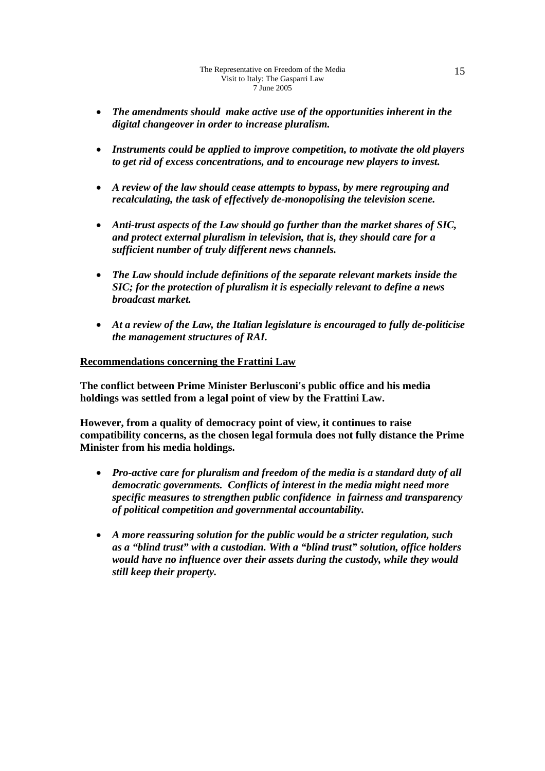- ***The amendments should make active use of the opportunities inherent in the digital changeover in order to increase pluralism.***

- ***Instruments could be applied to improve competition, to motivate the old players to get rid of excess concentrations, and to encourage new players to invest.***

- ***A review of the law should cease attempts to bypass, by mere regrouping and recalculating, the task of effectively de-monopolising the television scene.***

- ***Anti-trust aspects of the Law should go further than the market shares of SIC, and protect external pluralism in television, that is, they should care for a sufficient number of truly different news channels.***

- ***The Law should include definitions of the separate relevant markets inside the SIC; for the protection of pluralism it is especially relevant to define a news broadcast market.***

- ***At a review of the Law, the Italian legislature is encouraged to fully de-politicise the management structures of RAI.***

**Recommendations concerning the Frattini Law**

**The conflict between Prime Minister Berlusconi's public office and his media holdings was settled from a legal point of view by the Frattini Law.**

**However, from a quality of democracy point of view, it continues to raise compatibility concerns, as the chosen legal formula does not fully distance the Prime Minister from his media holdings.**

- ***Pro-active care for pluralism and freedom of the media is a standard duty of all democratic governments. Conflicts of interest in the media might need more specific measures to strengthen public confidence in fairness and transparency of political competition and governmental accountability.***

- ***A more reassuring solution for the public would be a stricter regulation, such as a "blind trust" with a custodian. With a "blind trust" solution, office holders would have no influence over their assets during the custody, while they would still keep their property.***